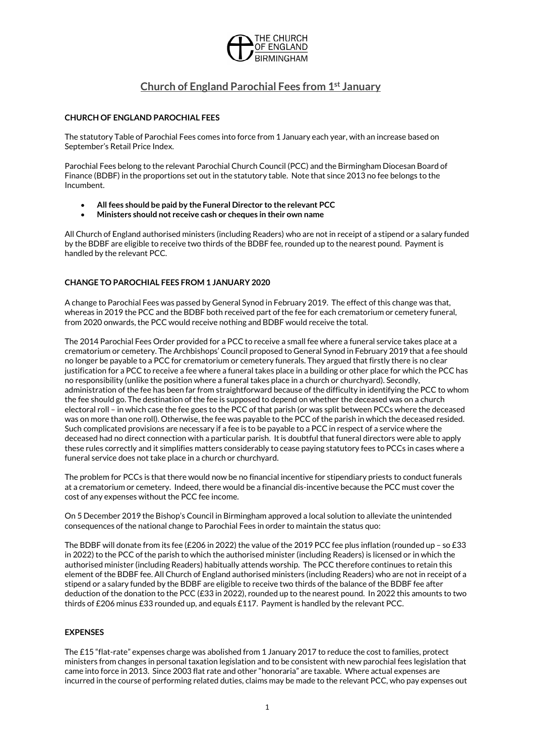THE CHURCH OF ENGLAND BIRMINGHAM

# Church of England Parochial Fees from 1st January

**CHURCH OF ENGLAND PAROCHIAL FEES**

The statutory Table of Parochial Fees comes into force from 1 January each year, with an increase based on September's Retail Price Index.

Parochial Fees belong to the relevant Parochial Church Council (PCC) and the Birmingham Diocesan Board of Finance (BDBF) in the proportions set out in the statutory table. Note that since 2013 no fee belongs to the Incumbent.

- **All fees should be paid by the Funeral Director to the relevant PCC**
- **Ministers should not receive cash or cheques in their own name**

All Church of England authorised ministers (including Readers) who are not in receipt of a stipend or a salary funded by the BDBF are eligible to receive two thirds of the BDBF fee, rounded up to the nearest pound. Payment is handled by the relevant PCC.

**CHANGE TO PAROCHIAL FEES FROM 1 JANUARY 2020**

A change to Parochial Fees was passed by General Synod in February 2019. The effect of this change was that, whereas in 2019 the PCC and the BDBF both received part of the fee for each crematorium or cemetery funeral, from 2020 onwards, the PCC would receive nothing and BDBF would receive the total.

The 2014 Parochial Fees Order provided for a PCC to receive a small fee where a funeral service takes place at a crematorium or cemetery. The Archbishops' Council proposed to General Synod in February 2019 that a fee should no longer be payable to a PCC for crematorium or cemetery funerals. They argued that firstly there is no clear justification for a PCC to receive a fee where a funeral takes place in a building or other place for which the PCC has no responsibility (unlike the position where a funeral takes place in a church or churchyard). Secondly, administration of the fee has been far from straightforward because of the difficulty in identifying the PCC to whom the fee should go. The destination of the fee is supposed to depend on whether the deceased was on a church electoral roll – in which case the fee goes to the PCC of that parish (or was split between PCCs where the deceased was on more than one roll). Otherwise, the fee was payable to the PCC of the parish in which the deceased resided. Such complicated provisions are necessary if a fee is to be payable to a PCC in respect of a service where the deceased had no direct connection with a particular parish. It is doubtful that funeral directors were able to apply these rules correctly and it simplifies matters considerably to cease paying statutory fees to PCCs in cases where a funeral service does not take place in a church or churchyard.

The problem for PCCs is that there would now be no financial incentive for stipendiary priests to conduct funerals at a crematorium or cemetery. Indeed, there would be a financial dis-incentive because the PCC must cover the cost of any expenses without the PCC fee income.

On 5 December 2019 the Bishop's Council in Birmingham approved a local solution to alleviate the unintended consequences of the national change to Parochial Fees in order to maintain the status quo:

The BDBF will donate from its fee (£206 in 2022) the value of the 2019 PCC fee plus inflation (rounded up – so £33 in 2022) to the PCC of the parish to which the authorised minister (including Readers) is licensed or in which the authorised minister (including Readers) habitually attends worship. The PCC therefore continues to retain this element of the BDBF fee. All Church of England authorised ministers (including Readers) who are not in receipt of a stipend or a salary funded by the BDBF are eligible to receive two thirds of the balance of the BDBF fee after deduction of the donation to the PCC (£33 in 2022), rounded up to the nearest pound. In 2022 this amounts to two thirds of £206 minus £33 rounded up, and equals £117. Payment is handled by the relevant PCC.

**EXPENSES**

The £15 "flat-rate" expenses charge was abolished from 1 January 2017 to reduce the cost to families, protect ministers from changes in personal taxation legislation and to be consistent with new parochial fees legislation that came into force in 2013. Since 2003 flat rate and other "honoraria" are taxable. Where actual expenses are incurred in the course of performing related duties, claims may be made to the relevant PCC, who pay expenses out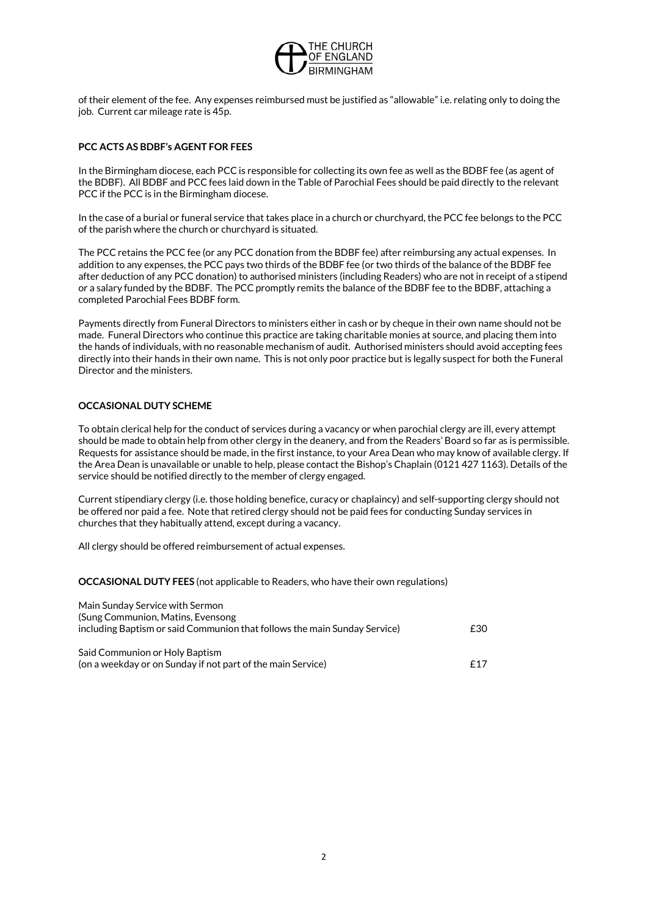of their element of the fee. Any expenses reimbursed must be justified as "allowable" i.e. relating only to doing the job. Current car mileage rate is 45p.

**PCC ACTS AS BDBF's AGENT FOR FEES**

In the Birmingham diocese, each PCC is responsible for collecting its own fee as well as the BDBF fee (as agent of the BDBF). All BDBF and PCC fees laid down in the Table of Parochial Fees should be paid directly to the relevant PCC if the PCC is in the Birmingham diocese.

In the case of a burial or funeral service that takes place in a church or churchyard, the PCC fee belongs to the PCC of the parish where the church or churchyard is situated.

The PCC retains the PCC fee (or any PCC donation from the BDBF fee) after reimbursing any actual expenses. In addition to any expenses, the PCC pays two thirds of the BDBF fee (or two thirds of the balance of the BDBF fee after deduction of any PCC donation) to authorised ministers (including Readers) who are not in receipt of a stipend or a salary funded by the BDBF. The PCC promptly remits the balance of the BDBF fee to the BDBF, attaching a completed Parochial Fees BDBF form.

Payments directly from Funeral Directors to ministers either in cash or by cheque in their own name should not be made. Funeral Directors who continue this practice are taking charitable monies at source, and placing them into the hands of individuals, with no reasonable mechanism of audit. Authorised ministers should avoid accepting fees directly into their hands in their own name. This is not only poor practice but is legally suspect for both the Funeral Director and the ministers.

**OCCASIONAL DUTY SCHEME**

To obtain clerical help for the conduct of services during a vacancy or when parochial clergy are ill, every attempt should be made to obtain help from other clergy in the deanery, and from the Readers' Board so far as is permissible. Requests for assistance should be made, in the first instance, to your Area Dean who may know of available clergy. If the Area Dean is unavailable or unable to help, please contact the Bishop's Chaplain (0121 427 1163). Details of the service should be notified directly to the member of clergy engaged.

Current stipendiary clergy (i.e. those holding benefice, curacy or chaplaincy) and self-supporting clergy should not be offered nor paid a fee. Note that retired clergy should not be paid fees for conducting Sunday services in churches that they habitually attend, except during a vacancy.

All clergy should be offered reimbursement of actual expenses.

**OCCASIONAL DUTY FEES** (not applicable to Readers, who have their own regulations)

| | |
|---|---|
| Main Sunday Service with Sermon<br>(Sung Communion, Matins, Evensong<br>including Baptism or said Communion that follows the main Sunday Service) | £30 |
| Said Communion or Holy Baptism<br>(on a weekday or on Sunday if not part of the main Service) | £17 |